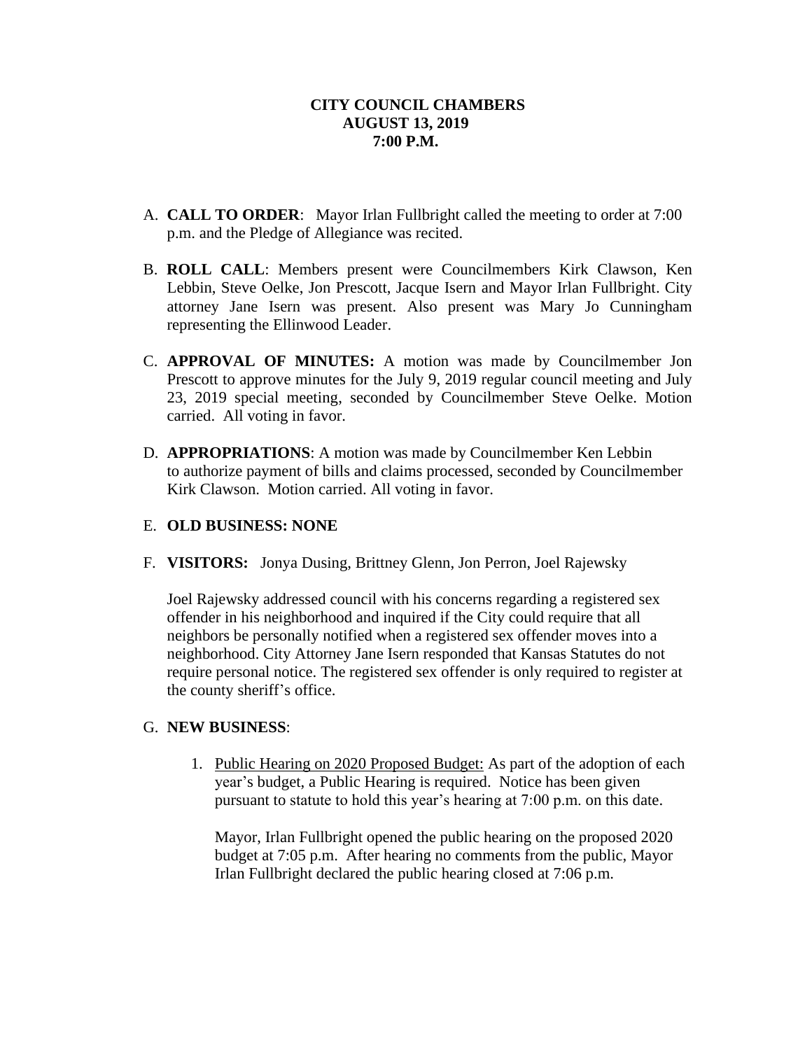**CITY COUNCIL CHAMBERS**
**AUGUST 13, 2019**
**7:00 P.M.**

A. **CALL TO ORDER**: Mayor Irlan Fullbright called the meeting to order at 7:00 p.m. and the Pledge of Allegiance was recited.

B. **ROLL CALL**: Members present were Councilmembers Kirk Clawson, Ken Lebbin, Steve Oelke, Jon Prescott, Jacque Isern and Mayor Irlan Fullbright. City attorney Jane Isern was present. Also present was Mary Jo Cunningham representing the Ellinwood Leader.

C. **APPROVAL OF MINUTES:** A motion was made by Councilmember Jon Prescott to approve minutes for the July 9, 2019 regular council meeting and July 23, 2019 special meeting, seconded by Councilmember Steve Oelke. Motion carried. All voting in favor.

D. **APPROPRIATIONS**: A motion was made by Councilmember Ken Lebbin to authorize payment of bills and claims processed, seconded by Councilmember Kirk Clawson. Motion carried. All voting in favor.

E. **OLD BUSINESS: NONE**

F. **VISITORS:** Jonya Dusing, Brittney Glenn, Jon Perron, Joel Rajewsky

   Joel Rajewsky addressed council with his concerns regarding a registered sex offender in his neighborhood and inquired if the City could require that all neighbors be personally notified when a registered sex offender moves into a neighborhood. City Attorney Jane Isern responded that Kansas Statutes do not require personal notice. The registered sex offender is only required to register at the county sheriff's office.

G. **NEW BUSINESS**:

   1. Public Hearing on 2020 Proposed Budget: As part of the adoption of each year's budget, a Public Hearing is required. Notice has been given pursuant to statute to hold this year's hearing at 7:00 p.m. on this date.

      Mayor, Irlan Fullbright opened the public hearing on the proposed 2020 budget at 7:05 p.m. After hearing no comments from the public, Mayor Irlan Fullbright declared the public hearing closed at 7:06 p.m.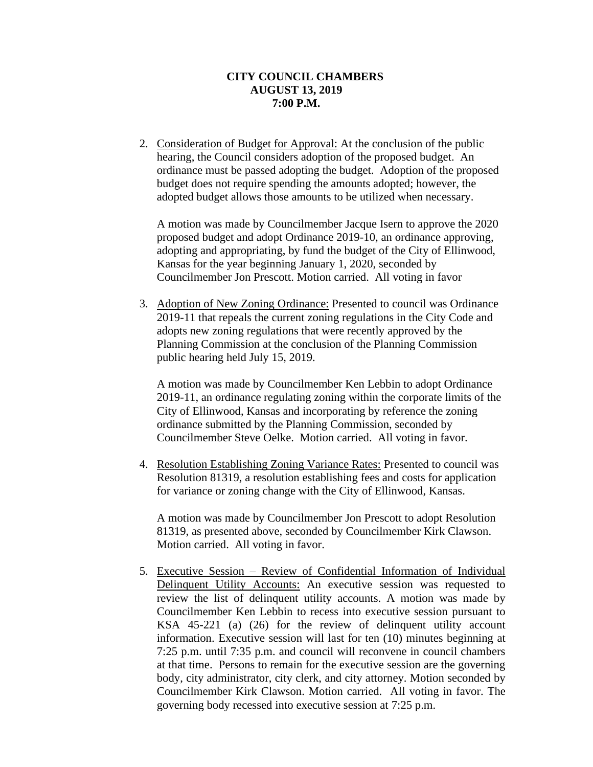**CITY COUNCIL CHAMBERS**
**AUGUST 13, 2019**
**7:00 P.M.**

2. Consideration of Budget for Approval: At the conclusion of the public hearing, the Council considers adoption of the proposed budget. An ordinance must be passed adopting the budget. Adoption of the proposed budget does not require spending the amounts adopted; however, the adopted budget allows those amounts to be utilized when necessary.

   A motion was made by Councilmember Jacque Isern to approve the 2020 proposed budget and adopt Ordinance 2019-10, an ordinance approving, adopting and appropriating, by fund the budget of the City of Ellinwood, Kansas for the year beginning January 1, 2020, seconded by Councilmember Jon Prescott. Motion carried. All voting in favor

3. Adoption of New Zoning Ordinance: Presented to council was Ordinance 2019-11 that repeals the current zoning regulations in the City Code and adopts new zoning regulations that were recently approved by the Planning Commission at the conclusion of the Planning Commission public hearing held July 15, 2019.

   A motion was made by Councilmember Ken Lebbin to adopt Ordinance 2019-11, an ordinance regulating zoning within the corporate limits of the City of Ellinwood, Kansas and incorporating by reference the zoning ordinance submitted by the Planning Commission, seconded by Councilmember Steve Oelke. Motion carried. All voting in favor.

4. Resolution Establishing Zoning Variance Rates: Presented to council was Resolution 81319, a resolution establishing fees and costs for application for variance or zoning change with the City of Ellinwood, Kansas.

   A motion was made by Councilmember Jon Prescott to adopt Resolution 81319, as presented above, seconded by Councilmember Kirk Clawson. Motion carried. All voting in favor.

5. Executive Session – Review of Confidential Information of Individual Delinquent Utility Accounts: An executive session was requested to review the list of delinquent utility accounts. A motion was made by Councilmember Ken Lebbin to recess into executive session pursuant to KSA 45-221 (a) (26) for the review of delinquent utility account information. Executive session will last for ten (10) minutes beginning at 7:25 p.m. until 7:35 p.m. and council will reconvene in council chambers at that time. Persons to remain for the executive session are the governing body, city administrator, city clerk, and city attorney. Motion seconded by Councilmember Kirk Clawson. Motion carried. All voting in favor. The governing body recessed into executive session at 7:25 p.m.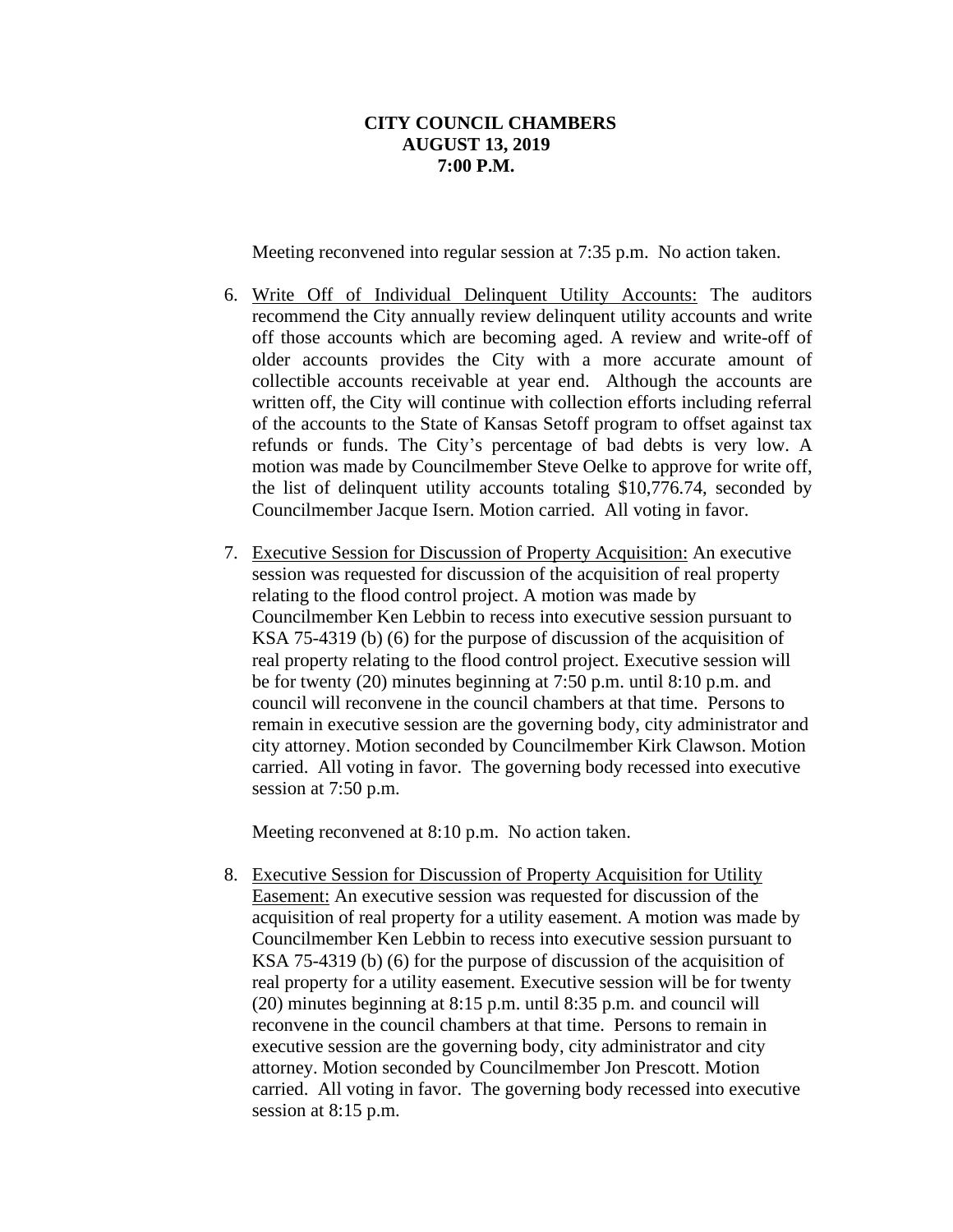**CITY COUNCIL CHAMBERS**
**AUGUST 13, 2019**
**7:00 P.M.**

Meeting reconvened into regular session at 7:35 p.m. No action taken.

6. Write Off of Individual Delinquent Utility Accounts: The auditors recommend the City annually review delinquent utility accounts and write off those accounts which are becoming aged. A review and write-off of older accounts provides the City with a more accurate amount of collectible accounts receivable at year end. Although the accounts are written off, the City will continue with collection efforts including referral of the accounts to the State of Kansas Setoff program to offset against tax refunds or funds. The City's percentage of bad debts is very low. A motion was made by Councilmember Steve Oelke to approve for write off, the list of delinquent utility accounts totaling $10,776.74, seconded by Councilmember Jacque Isern. Motion carried. All voting in favor.

7. Executive Session for Discussion of Property Acquisition: An executive session was requested for discussion of the acquisition of real property relating to the flood control project. A motion was made by Councilmember Ken Lebbin to recess into executive session pursuant to KSA 75-4319 (b) (6) for the purpose of discussion of the acquisition of real property relating to the flood control project. Executive session will be for twenty (20) minutes beginning at 7:50 p.m. until 8:10 p.m. and council will reconvene in the council chambers at that time. Persons to remain in executive session are the governing body, city administrator and city attorney. Motion seconded by Councilmember Kirk Clawson. Motion carried. All voting in favor. The governing body recessed into executive session at 7:50 p.m.

   Meeting reconvened at 8:10 p.m. No action taken.

8. Executive Session for Discussion of Property Acquisition for Utility Easement: An executive session was requested for discussion of the acquisition of real property for a utility easement. A motion was made by Councilmember Ken Lebbin to recess into executive session pursuant to KSA 75-4319 (b) (6) for the purpose of discussion of the acquisition of real property for a utility easement. Executive session will be for twenty (20) minutes beginning at 8:15 p.m. until 8:35 p.m. and council will reconvene in the council chambers at that time. Persons to remain in executive session are the governing body, city administrator and city attorney. Motion seconded by Councilmember Jon Prescott. Motion carried. All voting in favor. The governing body recessed into executive session at 8:15 p.m.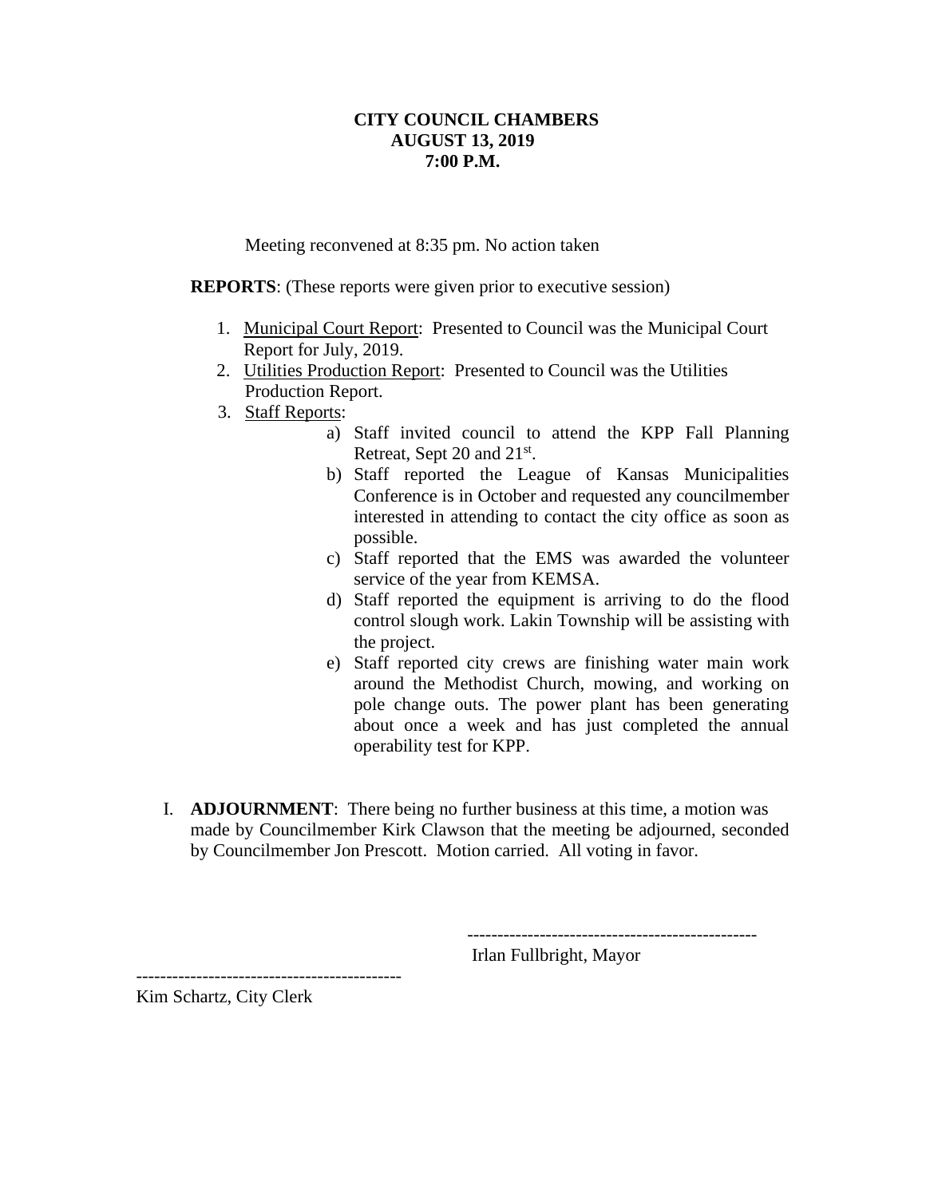**CITY COUNCIL CHAMBERS**
**AUGUST 13, 2019**
**7:00 P.M.**

Meeting reconvened at 8:35 pm. No action taken

**REPORTS**: (These reports were given prior to executive session)

1. Municipal Court Report: Presented to Council was the Municipal Court Report for July, 2019.
2. Utilities Production Report: Presented to Council was the Utilities Production Report.
3. Staff Reports:
   a) Staff invited council to attend the KPP Fall Planning Retreat, Sept 20 and 21st.
   b) Staff reported the League of Kansas Municipalities Conference is in October and requested any councilmember interested in attending to contact the city office as soon as possible.
   c) Staff reported that the EMS was awarded the volunteer service of the year from KEMSA.
   d) Staff reported the equipment is arriving to do the flood control slough work. Lakin Township will be assisting with the project.
   e) Staff reported city crews are finishing water main work around the Methodist Church, mowing, and working on pole change outs. The power plant has been generating about once a week and has just completed the annual operability test for KPP.

I. **ADJOURNMENT**: There being no further business at this time, a motion was made by Councilmember Kirk Clawson that the meeting be adjourned, seconded by Councilmember Jon Prescott. Motion carried. All voting in favor.

------------------------------------------------
Irlan Fullbright, Mayor

--------------------------------------------
Kim Schartz, City Clerk